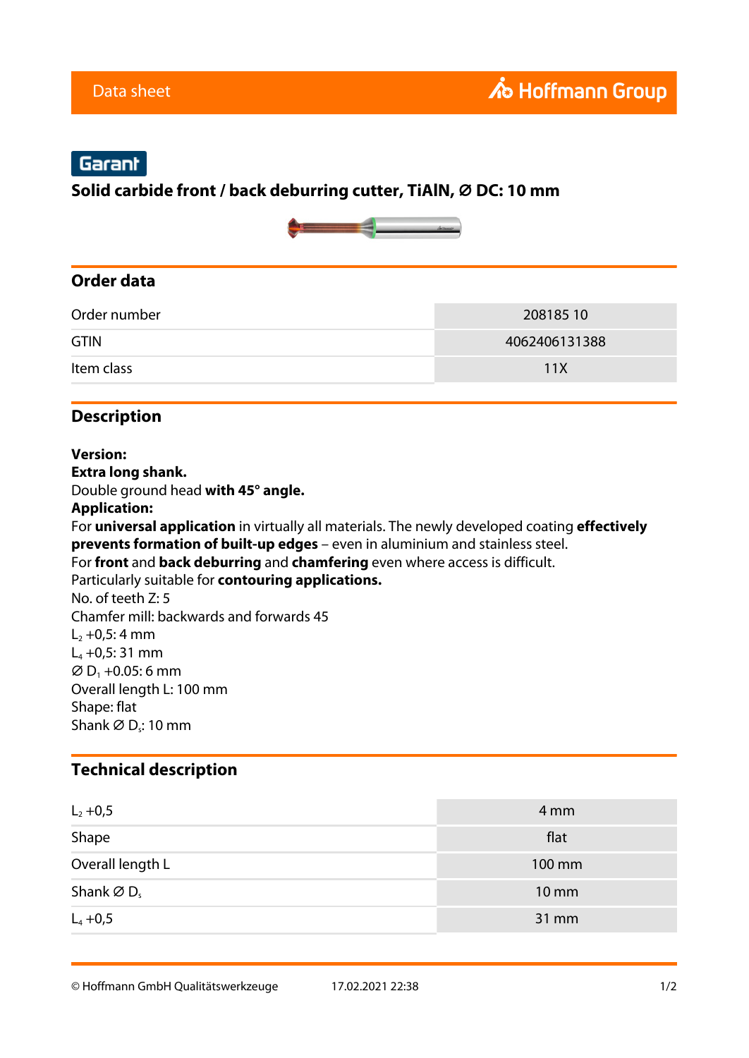Data sheet

Hoffmann Group

Garant

# Solid carbide front / back deburring cutter, TiAlN, ∅ DC: 10 mm

## Order data

| Order number | 208185 10 |
|---|---|
| GTIN | 4062406131388 |
| Item class | 11X |

## Description

**Version:**
**Extra long shank.**
Double ground head **with 45° angle.**
**Application:**
For **universal application** in virtually all materials. The newly developed coating **effectively prevents formation of built-up edges** – even in aluminium and stainless steel.
For **front** and **back deburring** and **chamfering** even where access is difficult.
Particularly suitable for **contouring applications.**
No. of teeth Z: 5
Chamfer mill: backwards and forwards 45
$L_2$ +0,5: 4 mm
$L_4$ +0,5: 31 mm
∅ $D_1$ +0.05: 6 mm
Overall length L: 100 mm
Shape: flat
Shank ∅ $D_s$: 10 mm

## Technical description

| $L_2$ +0,5 | 4 mm |
|---|---|
| Shape | flat |
| Overall length L | 100 mm |
| Shank ∅ $D_s$ | 10 mm |
| $L_4$ +0,5 | 31 mm |

© Hoffmann GmbH Qualitätswerkzeuge 17.02.2021 22:38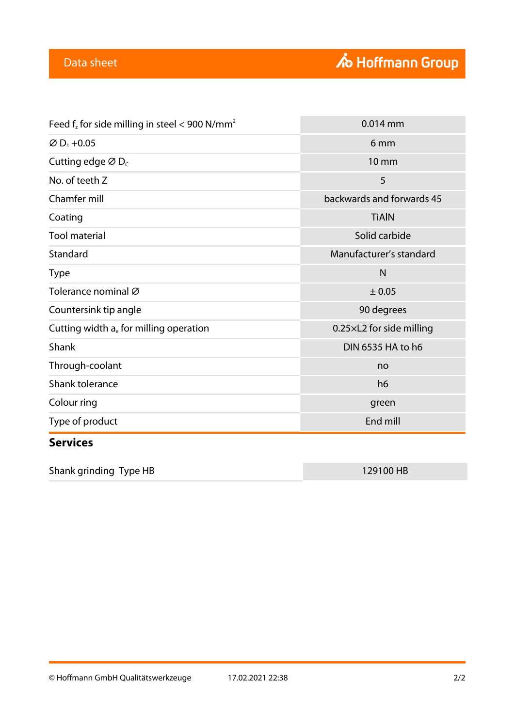| | |
|---|---|
| Feed $f_z$ for side milling in steel < 900 N/mm$^2$ | 0.014 mm |
| Ø $D_1$ +0.05 | 6 mm |
| Cutting edge Ø $D_C$ | 10 mm |
| No. of teeth Z | 5 |
| Chamfer mill | backwards and forwards 45 |
| Coating | TiAlN |
| Tool material | Solid carbide |
| Standard | Manufacturer's standard |
| Type | N |
| Tolerance nominal Ø | ± 0.05 |
| Countersink tip angle | 90 degrees |
| Cutting width $a_e$ for milling operation | 0.25×L2 for side milling |
| Shank | DIN 6535 HA to h6 |
| Through-coolant | no |
| Shank tolerance | h6 |
| Colour ring | green |
| Type of product | End mill |

## Services

| | |
|---|---|
| Shank grinding Type HB | 129100 HB |